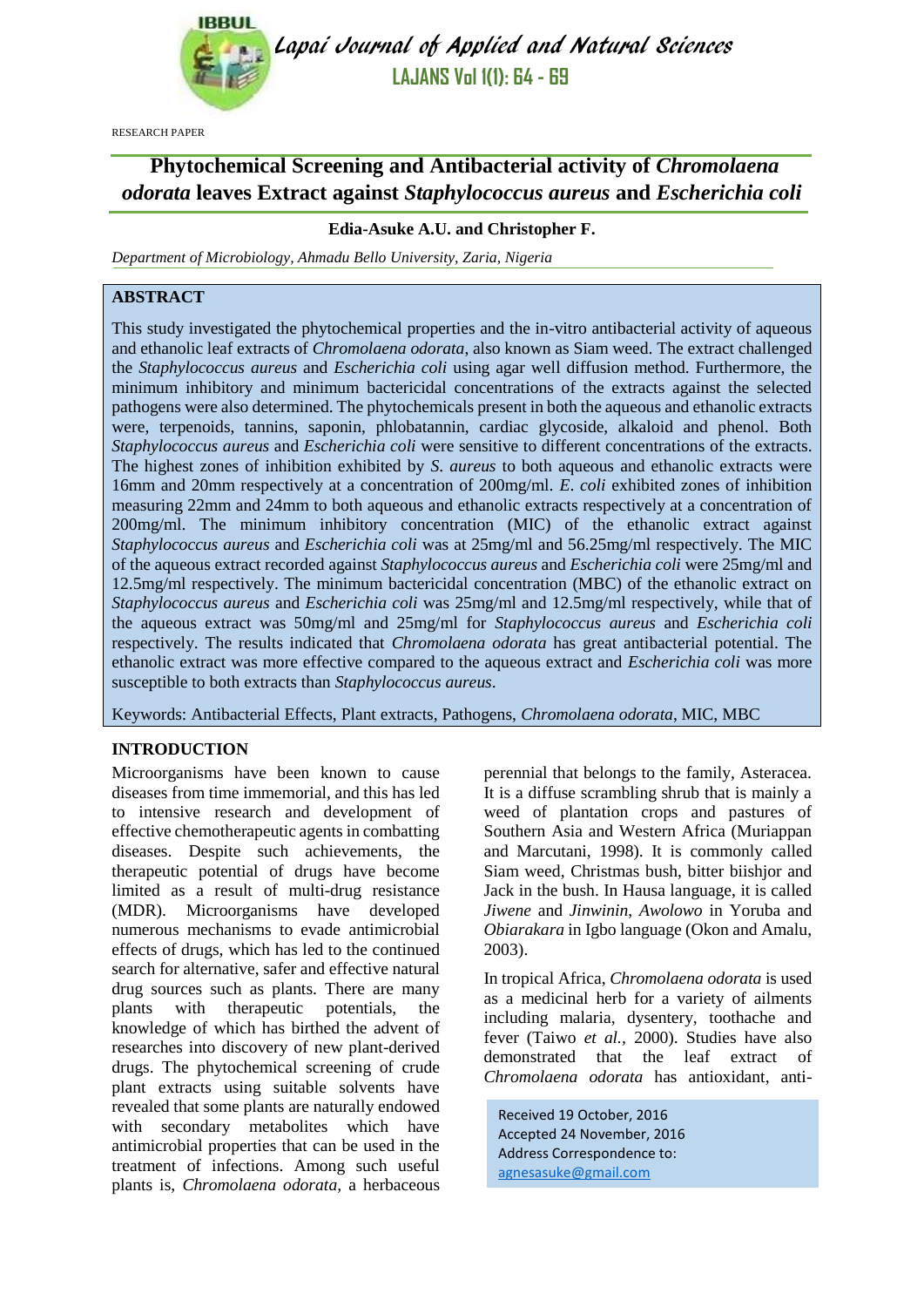RESEARCH PAPER

# Phytochemical Screening and Antibacterial activity of *Chromolaena odorata* leaves Extract against *Staphylococcus aureus* and *Escherichia coli*

**Edia-Asuke A.U. and Christopher F.**

*Department of Microbiology, Ahmadu Bello University, Zaria, Nigeria*

## ABSTRACT

This study investigated the phytochemical properties and the in-vitro antibacterial activity of aqueous and ethanolic leaf extracts of *Chromolaena odorata*, also known as Siam weed. The extract challenged the *Staphylococcus aureus* and *Escherichia coli* using agar well diffusion method. Furthermore, the minimum inhibitory and minimum bactericidal concentrations of the extracts against the selected pathogens were also determined. The phytochemicals present in both the aqueous and ethanolic extracts were, terpenoids, tannins, saponin, phlobatannin, cardiac glycoside, alkaloid and phenol. Both *Staphylococcus aureus* and *Escherichia coli* were sensitive to different concentrations of the extracts. The highest zones of inhibition exhibited by *S. aureus* to both aqueous and ethanolic extracts were 16mm and 20mm respectively at a concentration of 200mg/ml. *E. coli* exhibited zones of inhibition measuring 22mm and 24mm to both aqueous and ethanolic extracts respectively at a concentration of 200mg/ml. The minimum inhibitory concentration (MIC) of the ethanolic extract against *Staphylococcus aureus* and *Escherichia coli* was at 25mg/ml and 56.25mg/ml respectively. The MIC of the aqueous extract recorded against *Staphylococcus aureus* and *Escherichia coli* were 25mg/ml and 12.5mg/ml respectively. The minimum bactericidal concentration (MBC) of the ethanolic extract on *Staphylococcus aureus* and *Escherichia coli* was 25mg/ml and 12.5mg/ml respectively, while that of the aqueous extract was 50mg/ml and 25mg/ml for *Staphylococcus aureus* and *Escherichia coli* respectively. The results indicated that *Chromolaena odorata* has great antibacterial potential. The ethanolic extract was more effective compared to the aqueous extract and *Escherichia coli* was more susceptible to both extracts than *Staphylococcus aureus*.

Keywords: Antibacterial Effects, Plant extracts, Pathogens, *Chromolaena odorata*, MIC, MBC

## INTRODUCTION

Microorganisms have been known to cause diseases from time immemorial, and this has led to intensive research and development of effective chemotherapeutic agents in combatting diseases. Despite such achievements, the therapeutic potential of drugs have become limited as a result of multi-drug resistance (MDR). Microorganisms have developed numerous mechanisms to evade antimicrobial effects of drugs, which has led to the continued search for alternative, safer and effective natural drug sources such as plants. There are many plants with therapeutic potentials, the knowledge of which has birthed the advent of researches into discovery of new plant-derived drugs. The phytochemical screening of crude plant extracts using suitable solvents have revealed that some plants are naturally endowed with secondary metabolites which have antimicrobial properties that can be used in the treatment of infections. Among such useful plants is, *Chromolaena odorata,* a herbaceous perennial that belongs to the family, Asteracea. It is a diffuse scrambling shrub that is mainly a weed of plantation crops and pastures of Southern Asia and Western Africa (Muriappan and Marcutani, 1998). It is commonly called Siam weed, Christmas bush, bitter biishjor and Jack in the bush. In Hausa language, it is called *Jiwene* and *Jinwinin*, *Awolowo* in Yoruba and *Obiarakara* in Igbo language (Okon and Amalu, 2003).

In tropical Africa, *Chromolaena odorata* is used as a medicinal herb for a variety of ailments including malaria, dysentery, toothache and fever (Taiwo *et al.,* 2000). Studies have also demonstrated that the leaf extract of *Chromolaena odorata* has antioxidant, anti-

Received 19 October, 2016
Accepted 24 November, 2016
Address Correspondence to:
agnesasuke@gmail.com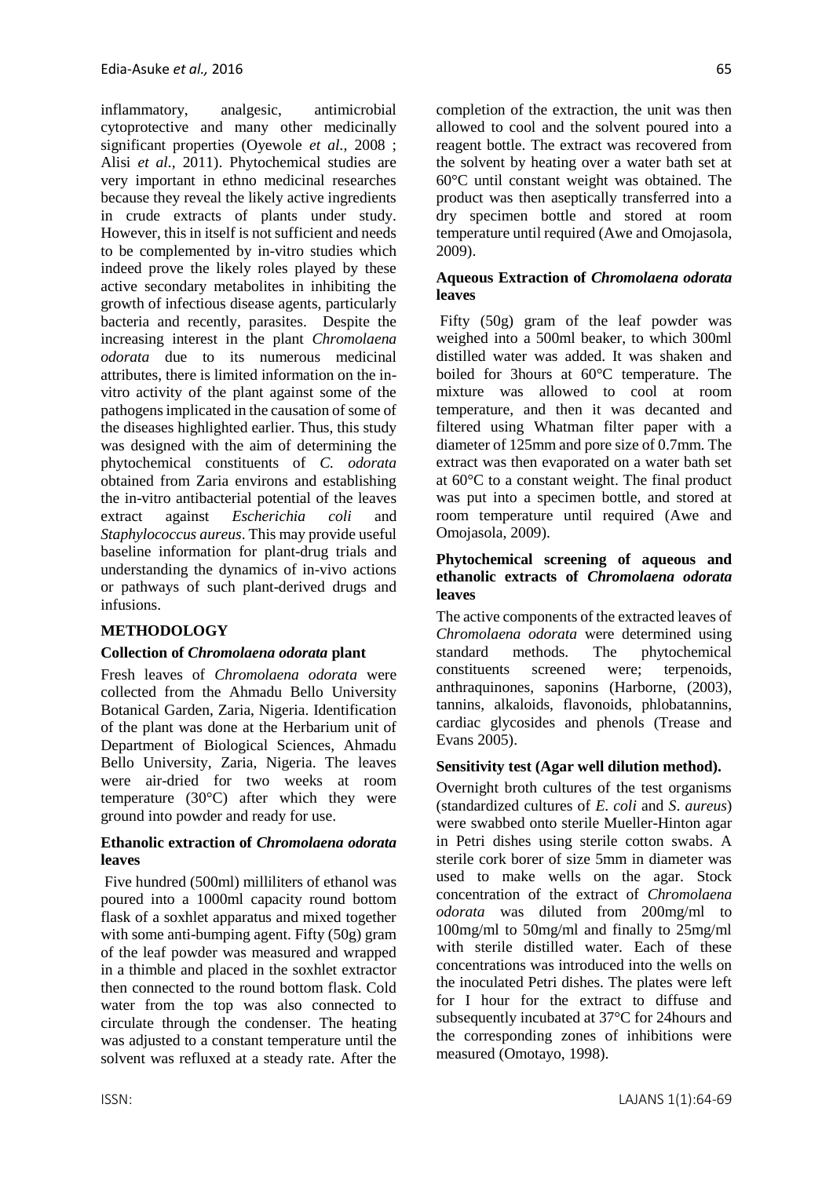inflammatory, analgesic, antimicrobial cytoprotective and many other medicinally significant properties (Oyewole *et al.,* 2008 ; Alisi *et al.,* 2011). Phytochemical studies are very important in ethno medicinal researches because they reveal the likely active ingredients in crude extracts of plants under study. However, this in itself is not sufficient and needs to be complemented by in-vitro studies which indeed prove the likely roles played by these active secondary metabolites in inhibiting the growth of infectious disease agents, particularly bacteria and recently, parasites. Despite the increasing interest in the plant *Chromolaena odorata* due to its numerous medicinal attributes, there is limited information on the in-vitro activity of the plant against some of the pathogens implicated in the causation of some of the diseases highlighted earlier. Thus, this study was designed with the aim of determining the phytochemical constituents of *C. odorata* obtained from Zaria environs and establishing the in-vitro antibacterial potential of the leaves extract against *Escherichia coli* and *Staphylococcus aureus*. This may provide useful baseline information for plant-drug trials and understanding the dynamics of in-vivo actions or pathways of such plant-derived drugs and infusions.

## METHODOLOGY

### Collection of *Chromolaena odorata* plant

Fresh leaves of *Chromolaena odorata* were collected from the Ahmadu Bello University Botanical Garden, Zaria, Nigeria. Identification of the plant was done at the Herbarium unit of Department of Biological Sciences, Ahmadu Bello University, Zaria, Nigeria. The leaves were air-dried for two weeks at room temperature (30°C) after which they were ground into powder and ready for use.

### Ethanolic extraction of *Chromolaena odorata* leaves

Five hundred (500ml) milliliters of ethanol was poured into a 1000ml capacity round bottom flask of a soxhlet apparatus and mixed together with some anti-bumping agent. Fifty (50g) gram of the leaf powder was measured and wrapped in a thimble and placed in the soxhlet extractor then connected to the round bottom flask. Cold water from the top was also connected to circulate through the condenser. The heating was adjusted to a constant temperature until the solvent was refluxed at a steady rate. After the completion of the extraction, the unit was then allowed to cool and the solvent poured into a reagent bottle. The extract was recovered from the solvent by heating over a water bath set at 60°C until constant weight was obtained. The product was then aseptically transferred into a dry specimen bottle and stored at room temperature until required (Awe and Omojasola, 2009).

### Aqueous Extraction of *Chromolaena odorata* leaves

Fifty (50g) gram of the leaf powder was weighed into a 500ml beaker, to which 300ml distilled water was added. It was shaken and boiled for 3hours at 60°C temperature. The mixture was allowed to cool at room temperature, and then it was decanted and filtered using Whatman filter paper with a diameter of 125mm and pore size of 0.7mm. The extract was then evaporated on a water bath set at 60°C to a constant weight. The final product was put into a specimen bottle, and stored at room temperature until required (Awe and Omojasola, 2009).

### Phytochemical screening of aqueous and ethanolic extracts of *Chromolaena odorata* leaves

The active components of the extracted leaves of *Chromolaena odorata* were determined using standard methods. The phytochemical constituents screened were; terpenoids, anthraquinones, saponins (Harborne, (2003), tannins, alkaloids, flavonoids, phlobatannins, cardiac glycosides and phenols (Trease and Evans 2005).

### Sensitivity test (Agar well dilution method).

Overnight broth cultures of the test organisms (standardized cultures of *E. coli* and *S. aureus*) were swabbed onto sterile Mueller-Hinton agar in Petri dishes using sterile cotton swabs. A sterile cork borer of size 5mm in diameter was used to make wells on the agar. Stock concentration of the extract of *Chromolaena odorata* was diluted from 200mg/ml to 100mg/ml to 50mg/ml and finally to 25mg/ml with sterile distilled water. Each of these concentrations was introduced into the wells on the inoculated Petri dishes. The plates were left for I hour for the extract to diffuse and subsequently incubated at 37°C for 24hours and the corresponding zones of inhibitions were measured (Omotayo, 1998).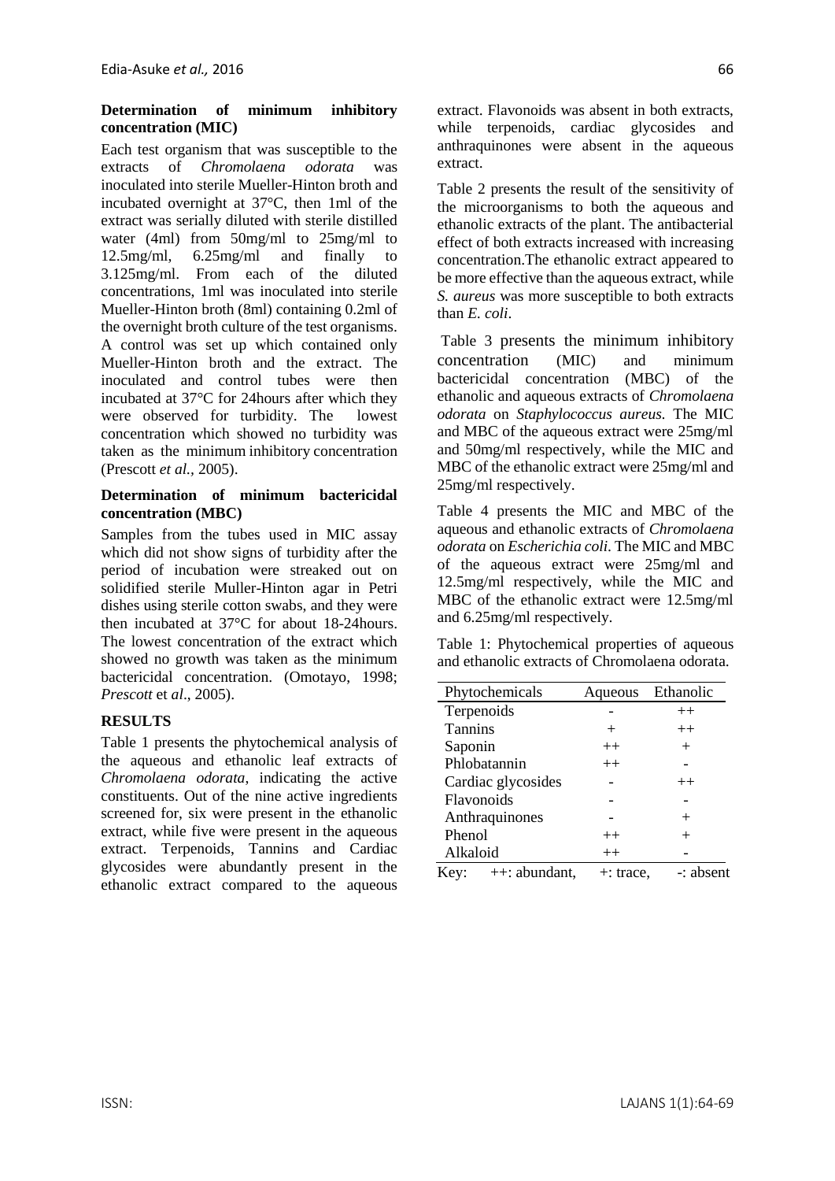### Determination of minimum inhibitory concentration (MIC)

Each test organism that was susceptible to the extracts of *Chromolaena odorata* was inoculated into sterile Mueller-Hinton broth and incubated overnight at 37°C, then 1ml of the extract was serially diluted with sterile distilled water (4ml) from 50mg/ml to 25mg/ml to 12.5mg/ml, 6.25mg/ml and finally to 3.125mg/ml. From each of the diluted concentrations, 1ml was inoculated into sterile Mueller-Hinton broth (8ml) containing 0.2ml of the overnight broth culture of the test organisms. A control was set up which contained only Mueller-Hinton broth and the extract. The inoculated and control tubes were then incubated at 37°C for 24hours after which they were observed for turbidity. The lowest concentration which showed no turbidity was taken as the minimum inhibitory concentration (Prescott *et al.,* 2005).

### Determination of minimum bactericidal concentration (MBC)

Samples from the tubes used in MIC assay which did not show signs of turbidity after the period of incubation were streaked out on solidified sterile Muller-Hinton agar in Petri dishes using sterile cotton swabs, and they were then incubated at 37°C for about 18-24hours. The lowest concentration of the extract which showed no growth was taken as the minimum bactericidal concentration. (Omotayo, 1998; *Prescott* et *al*., 2005).

## RESULTS

Table 1 presents the phytochemical analysis of the aqueous and ethanolic leaf extracts of *Chromolaena odorata*, indicating the active constituents. Out of the nine active ingredients screened for, six were present in the ethanolic extract, while five were present in the aqueous extract. Terpenoids, Tannins and Cardiac glycosides were abundantly present in the ethanolic extract compared to the aqueous extract. Flavonoids was absent in both extracts, while terpenoids, cardiac glycosides and anthraquinones were absent in the aqueous extract.

Table 2 presents the result of the sensitivity of the microorganisms to both the aqueous and ethanolic extracts of the plant. The antibacterial effect of both extracts increased with increasing concentration.The ethanolic extract appeared to be more effective than the aqueous extract, while *S. aureus* was more susceptible to both extracts than *E. coli*.

Table 3 presents the minimum inhibitory concentration (MIC) and minimum bactericidal concentration (MBC) of the ethanolic and aqueous extracts of *Chromolaena odorata* on *Staphylococcus aureus.* The MIC and MBC of the aqueous extract were 25mg/ml and 50mg/ml respectively, while the MIC and MBC of the ethanolic extract were 25mg/ml and 25mg/ml respectively.

Table 4 presents the MIC and MBC of the aqueous and ethanolic extracts of *Chromolaena odorata* on *Escherichia coli.* The MIC and MBC of the aqueous extract were 25mg/ml and 12.5mg/ml respectively, while the MIC and MBC of the ethanolic extract were 12.5mg/ml and 6.25mg/ml respectively.

Table 1: Phytochemical properties of aqueous and ethanolic extracts of Chromolaena odorata.

| Phytochemicals | Aqueous | Ethanolic |
|---|---|---|
| Terpenoids | - | ++ |
| Tannins | + | ++ |
| Saponin | ++ | + |
| Phlobatannin | ++ | - |
| Cardiac glycosides | - | ++ |
| Flavonoids | - | - |
| Anthraquinones | - | + |
| Phenol | ++ | + |
| Alkaloid | ++ | - |

Key: ++: abundant, +: trace, -: absent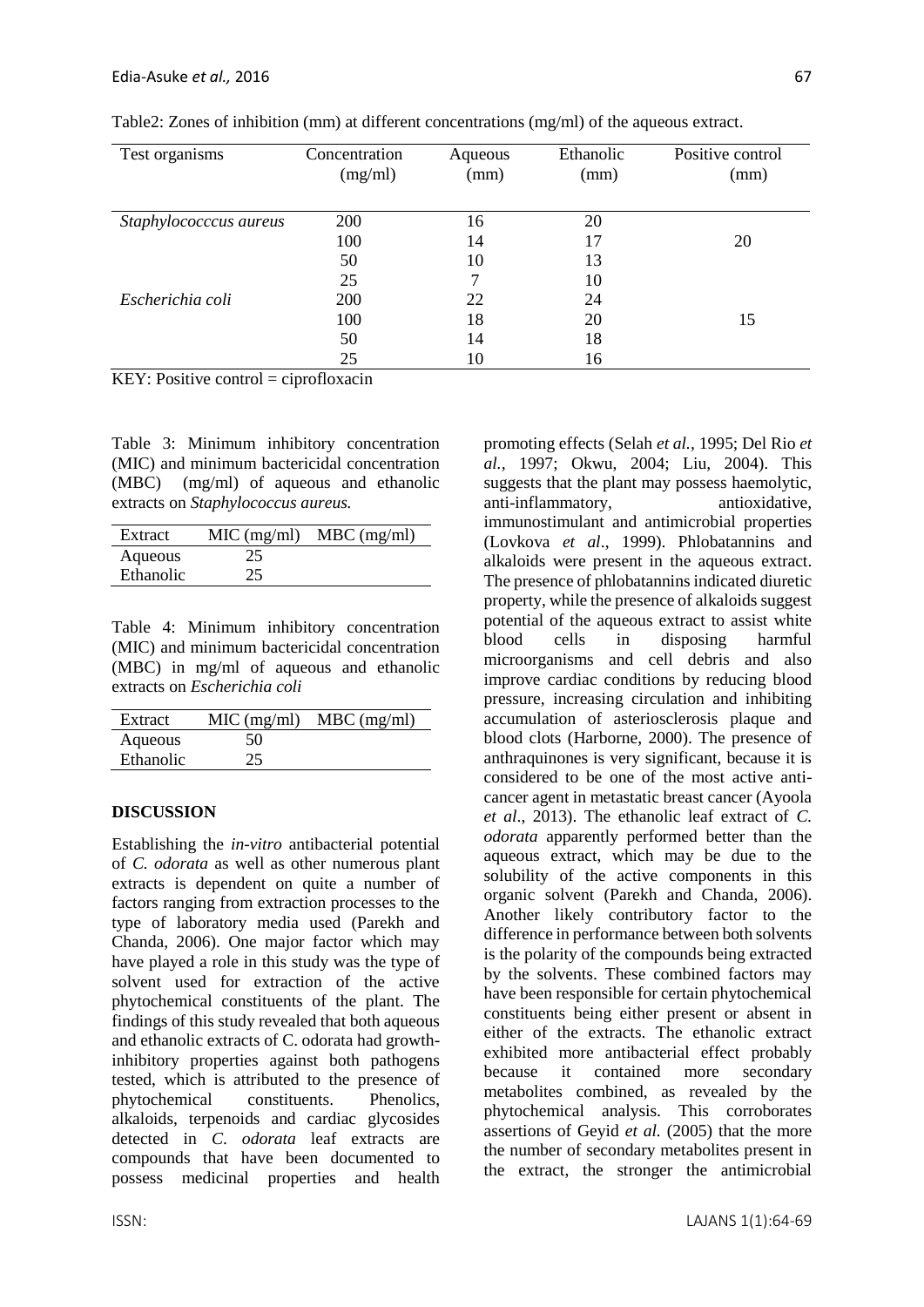Table2: Zones of inhibition (mm) at different concentrations (mg/ml) of the aqueous extract.

| Test organisms | Concentration (mg/ml) | Aqueous (mm) | Ethanolic (mm) | Positive control (mm) |
|---|---|---|---|---|
| *Staphylococccus aureus* | 200 | 16 | 20 | |
| | 100 | 14 | 17 | 20 |
| | 50 | 10 | 13 | |
| | 25 | 7 | 10 | |
| *Escherichia coli* | 200 | 22 | 24 | |
| | 100 | 18 | 20 | 15 |
| | 50 | 14 | 18 | |
| | 25 | 10 | 16 | |

KEY: Positive control = ciprofloxacin

Table 3: Minimum inhibitory concentration (MIC) and minimum bactericidal concentration (MBC) (mg/ml) of aqueous and ethanolic extracts on *Staphylococcus aureus.*

| Extract | MIC (mg/ml) | MBC (mg/ml) |
|---|---|---|
| Aqueous | 25 | |
| Ethanolic | 25 | |

Table 4: Minimum inhibitory concentration (MIC) and minimum bactericidal concentration (MBC) in mg/ml of aqueous and ethanolic extracts on *Escherichia coli*

| Extract | MIC (mg/ml) | MBC (mg/ml) |
|---|---|---|
| Aqueous | 50 | |
| Ethanolic | 25 | |

## DISCUSSION

Establishing the *in-vitro* antibacterial potential of *C. odorata* as well as other numerous plant extracts is dependent on quite a number of factors ranging from extraction processes to the type of laboratory media used (Parekh and Chanda, 2006). One major factor which may have played a role in this study was the type of solvent used for extraction of the active phytochemical constituents of the plant. The findings of this study revealed that both aqueous and ethanolic extracts of C. odorata had growth-inhibitory properties against both pathogens tested, which is attributed to the presence of phytochemical constituents. Phenolics, alkaloids, terpenoids and cardiac glycosides detected in *C. odorata* leaf extracts are compounds that have been documented to possess medicinal properties and health promoting effects (Selah *et al.*, 1995; Del Rio *et al.*, 1997; Okwu, 2004; Liu, 2004). This suggests that the plant may possess haemolytic, anti-inflammatory, antioxidative, immunostimulant and antimicrobial properties (Lovkova *et al*., 1999). Phlobatannins and alkaloids were present in the aqueous extract. The presence of phlobatannins indicated diuretic property, while the presence of alkaloids suggest potential of the aqueous extract to assist white blood cells in disposing harmful microorganisms and cell debris and also improve cardiac conditions by reducing blood pressure, increasing circulation and inhibiting accumulation of asteriosclerosis plaque and blood clots (Harborne, 2000). The presence of anthraquinones is very significant, because it is considered to be one of the most active anti-cancer agent in metastatic breast cancer (Ayoola *et al*., 2013). The ethanolic leaf extract of *C. odorata* apparently performed better than the aqueous extract, which may be due to the solubility of the active components in this organic solvent (Parekh and Chanda, 2006). Another likely contributory factor to the difference in performance between both solvents is the polarity of the compounds being extracted by the solvents. These combined factors may have been responsible for certain phytochemical constituents being either present or absent in either of the extracts. The ethanolic extract exhibited more antibacterial effect probably because it contained more secondary metabolites combined, as revealed by the phytochemical analysis. This corroborates assertions of Geyid *et al.* (2005) that the more the number of secondary metabolites present in the extract, the stronger the antimicrobial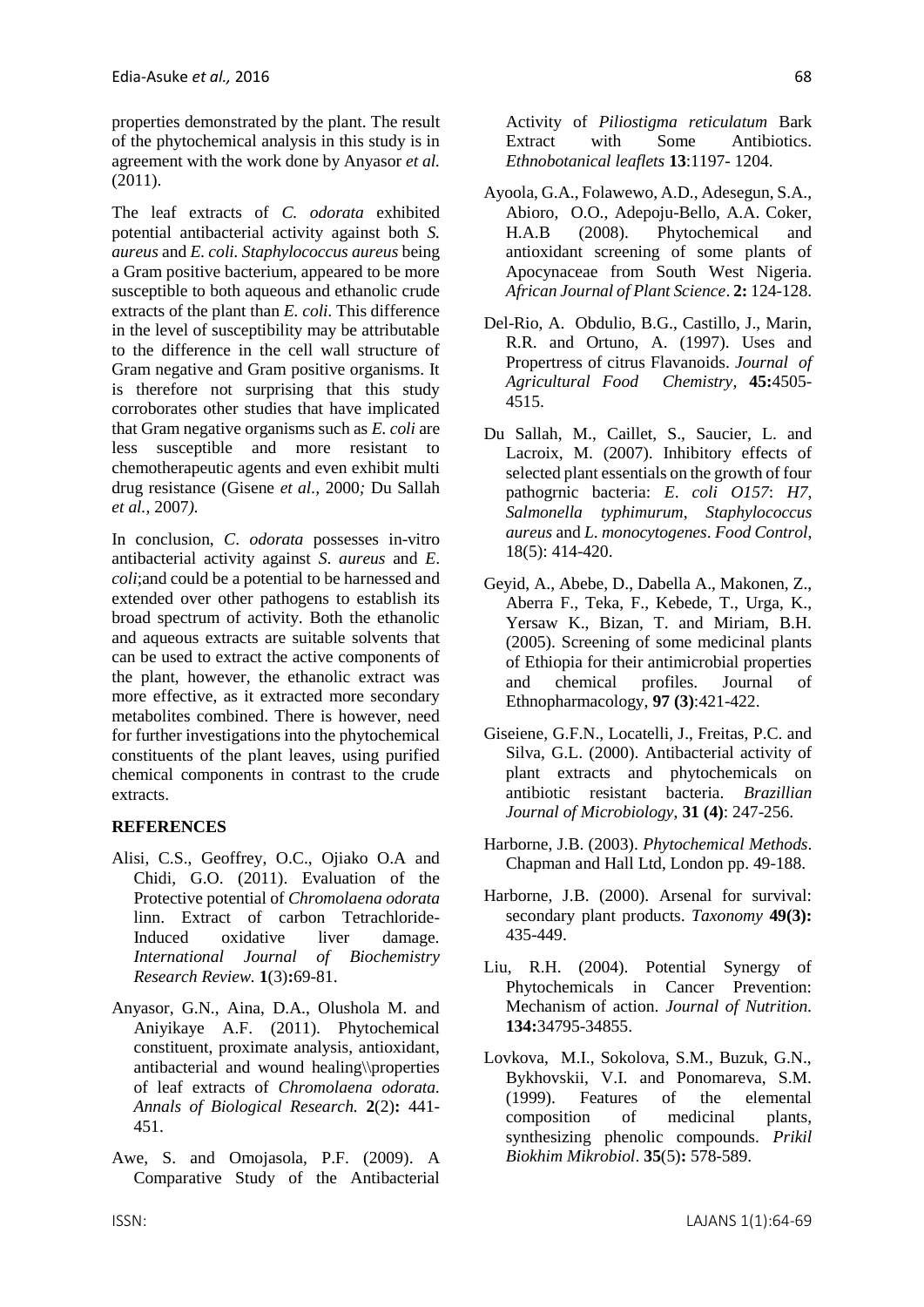properties demonstrated by the plant. The result of the phytochemical analysis in this study is in agreement with the work done by Anyasor *et al.* (2011).

The leaf extracts of *C. odorata* exhibited potential antibacterial activity against both *S. aureus* and *E. coli*. *Staphylococcus aureus* being a Gram positive bacterium, appeared to be more susceptible to both aqueous and ethanolic crude extracts of the plant than *E. coli*. This difference in the level of susceptibility may be attributable to the difference in the cell wall structure of Gram negative and Gram positive organisms. It is therefore not surprising that this study corroborates other studies that have implicated that Gram negative organisms such as *E. coli* are less susceptible and more resistant to chemotherapeutic agents and even exhibit multi drug resistance (Gisene *et al.,* 2000*;* Du Sallah *et al.,* 2007*).*

In conclusion, *C*. *odorata* possesses in-vitro antibacterial activity against *S*. *aureus* and *E*. *coli*;and could be a potential to be harnessed and extended over other pathogens to establish its broad spectrum of activity. Both the ethanolic and aqueous extracts are suitable solvents that can be used to extract the active components of the plant, however, the ethanolic extract was more effective, as it extracted more secondary metabolites combined. There is however, need for further investigations into the phytochemical constituents of the plant leaves, using purified chemical components in contrast to the crude extracts.

## REFERENCES

Alisi, C.S., Geoffrey, O.C., Ojiako O.A and Chidi, G.O. (2011). Evaluation of the Protective potential of *Chromolaena odorata* linn. Extract of carbon Tetrachloride-Induced oxidative liver damage. *International Journal of Biochemistry Research Review.* **1**(3)**:**69-81.

Anyasor, G.N., Aina, D.A., Olushola M. and Aniyikaye A.F. (2011). Phytochemical constituent, proximate analysis, antioxidant, antibacterial and wound healing\\properties of leaf extracts of *Chromolaena odorata. Annals of Biological Research.* **2**(2)**:** 441-451.

Awe, S. and Omojasola, P.F. (2009). A Comparative Study of the Antibacterial Activity of *Piliostigma reticulatum* Bark Extract with Some Antibiotics. *Ethnobotanical leaflets* **13**:1197- 1204.

Ayoola, G.A., Folawewo, A.D., Adesegun, S.A., Abioro, O.O., Adepoju-Bello, A.A. Coker, H.A.B (2008). Phytochemical and antioxidant screening of some plants of Apocynaceae from South West Nigeria. *African Journal of Plant Science*. **2:** 124-128.

Del-Rio, A. Obdulio, B.G., Castillo, J., Marin, R.R. and Ortuno, A. (1997). Uses and Propertress of citrus Flavanoids. *Journal of Agricultural Food Chemistry,* **45:**4505-4515.

Du Sallah, M., Caillet, S., Saucier, L. and Lacroix, M. (2007). Inhibitory effects of selected plant essentials on the growth of four pathogrnic bacteria: *E. coli O157*: *H7*, *Salmonella typhimurum*, *Staphylococcus aureus* and *L. monocytogenes*. *Food Control*, 18(5): 414-420.

Geyid, A., Abebe, D., Dabella A., Makonen, Z., Aberra F., Teka, F., Kebede, T., Urga, K., Yersaw K., Bizan, T. and Miriam, B.H. (2005). Screening of some medicinal plants of Ethiopia for their antimicrobial properties and chemical profiles. Journal of Ethnopharmacology, **97 (3)**:421-422.

Giseiene, G.F.N., Locatelli, J., Freitas, P.C. and Silva, G.L. (2000). Antibacterial activity of plant extracts and phytochemicals on antibiotic resistant bacteria. *Brazillian Journal of Microbiology*, **31 (4)**: 247-256.

Harborne, J.B. (2003). *Phytochemical Methods*. Chapman and Hall Ltd, London pp. 49-188.

Harborne, J.B. (2000). Arsenal for survival: secondary plant products. *Taxonomy* **49(3):** 435-449.

Liu, R.H. (2004). Potential Synergy of Phytochemicals in Cancer Prevention: Mechanism of action. *Journal of Nutrition.* **134:**34795-34855.

Lovkova, M.I., Sokolova, S.M., Buzuk, G.N., Bykhovskii, V.I. and Ponomareva, S.M. (1999). Features of the elemental composition of medicinal plants, synthesizing phenolic compounds. *Prikil Biokhim Mikrobiol*. **35**(5)**:** 578-589.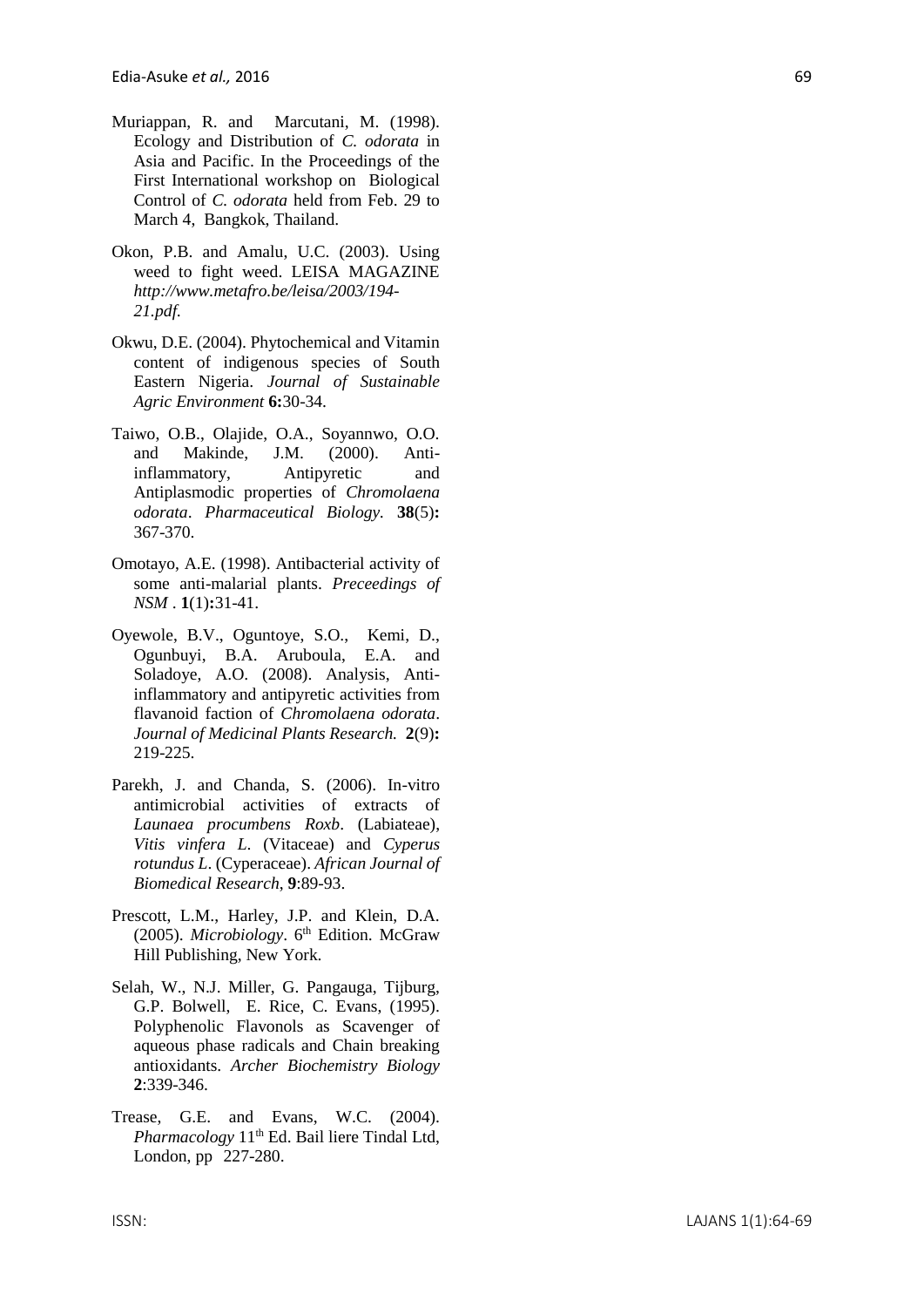Muriappan, R. and Marcutani, M. (1998). Ecology and Distribution of *C. odorata* in Asia and Pacific. In the Proceedings of the First International workshop on Biological Control of *C. odorata* held from Feb. 29 to March 4, Bangkok, Thailand.

Okon, P.B. and Amalu, U.C. (2003). Using weed to fight weed. LEISA MAGAZINE *http://www.metafro.be/leisa/2003/194-21.pdf.*

Okwu, D.E. (2004). Phytochemical and Vitamin content of indigenous species of South Eastern Nigeria. *Journal of Sustainable Agric Environment* **6:**30-34.

Taiwo, O.B., Olajide, O.A., Soyannwo, O.O. and Makinde, J.M. (2000). Anti-inflammatory, Antipyretic and Antiplasmodic properties of *Chromolaena odorata*. *Pharmaceutical Biology.* **38**(5)**:** 367-370.

Omotayo, A.E. (1998). Antibacterial activity of some anti-malarial plants. *Preceedings of NSM* . **1**(1)**:**31-41.

Oyewole, B.V., Oguntoye, S.O., Kemi, D., Ogunbuyi, B.A. Aruboula, E.A. and Soladoye, A.O. (2008). Analysis, Anti-inflammatory and antipyretic activities from flavanoid faction of *Chromolaena odorata*. *Journal of Medicinal Plants Research.* **2**(9)**:** 219-225.

Parekh, J. and Chanda, S. (2006). In-vitro antimicrobial activities of extracts of *Launaea procumbens Roxb*. (Labiateae), *Vitis vinfera L*. (Vitaceae) and *Cyperus rotundus L*. (Cyperaceae). *African Journal of Biomedical Research*, **9**:89-93.

Prescott, L.M., Harley, J.P. and Klein, D.A. (2005). *Microbiology*. 6th Edition. McGraw Hill Publishing, New York.

Selah, W., N.J. Miller, G. Pangauga, Tijburg, G.P. Bolwell, E. Rice, C. Evans, (1995). Polyphenolic Flavonols as Scavenger of aqueous phase radicals and Chain breaking antioxidants. *Archer Biochemistry Biology* **2**:339-346.

Trease, G.E. and Evans, W.C. (2004). *Pharmacology* 11th Ed. Bail liere Tindal Ltd, London, pp 227-280.